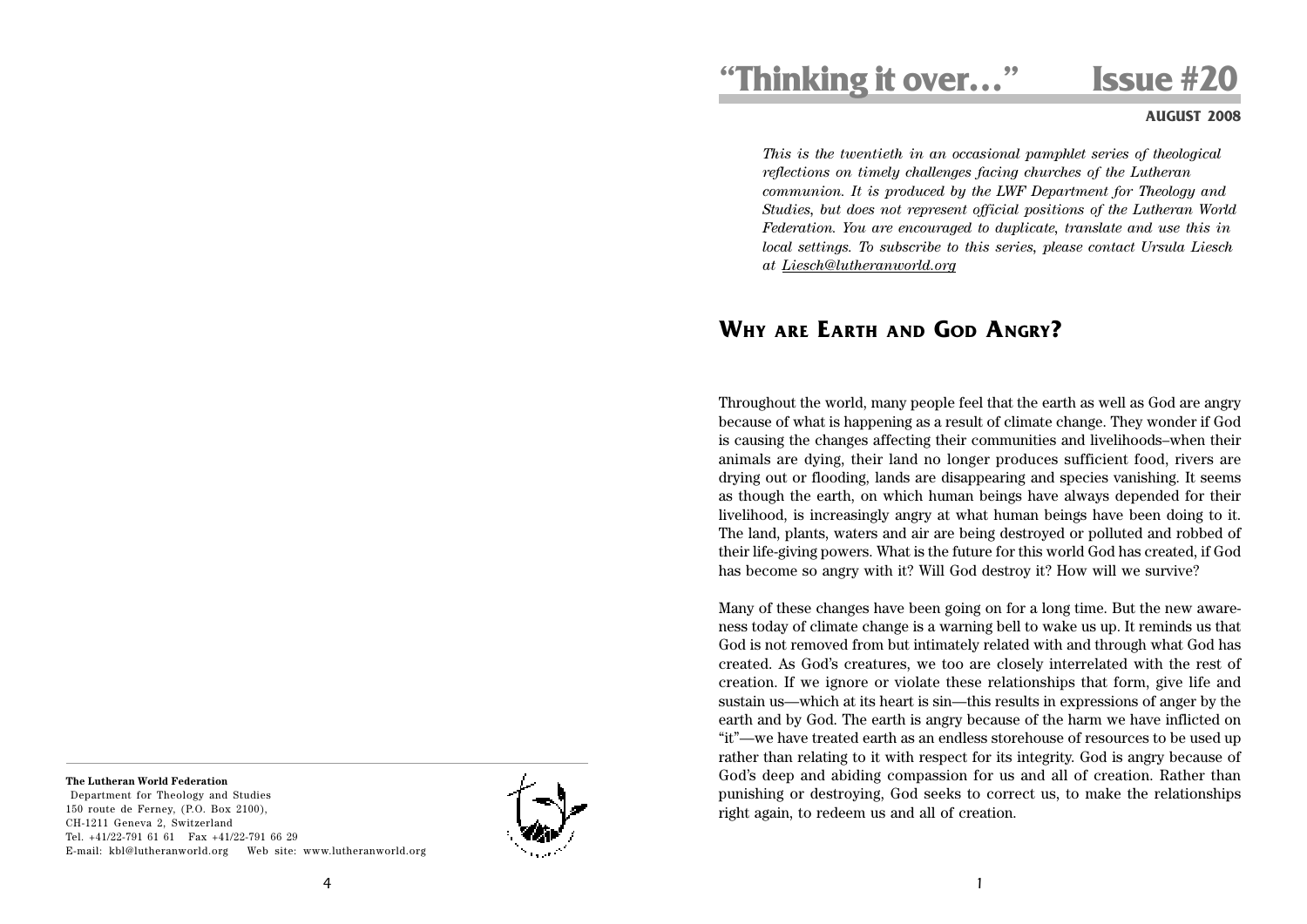# "Thinking it over…" Issue #20

**AUGUST 2008**

*This is the twentieth in an occasional pamphlet series of theological reflections on timely challenges facing churches of the Lutheran communion. It is produced by the LWF Department for Theology and Studies, but does not represent official positions of the Lutheran World Federation. You are encouraged to duplicate, translate and use this in local settings. To subscribe to this series, please contact Ursula Liesch at Liesch@lutheranworld.org*

## WHY ARE EARTH AND GOD ANGRY?

Throughout the world, many people feel that the earth as well as God are angry because of what is happening as a result of climate change. They wonder if God is causing the changes affecting their communities and livelihoods–when their animals are dying, their land no longer produces sufficient food, rivers are drying out or flooding, lands are disappearing and species vanishing. It seems as though the earth, on which human beings have always depended for their livelihood, is increasingly angry at what human beings have been doing to it. The land, plants, waters and air are being destroyed or polluted and robbed of their life-giving powers. What is the future for this world God has created, if God has become so angry with it? Will God destroy it? How will we survive?

Many of these changes have been going on for a long time. But the new awareness today of climate change is a warning bell to wake us up. It reminds us that God is not removed from but intimately related with and through what God has created. As God's creatures, we too are closely interrelated with the rest of creation. If we ignore or violate these relationships that form, give life and sustain us—which at its heart is sin—this results in expressions of anger by the earth and by God. The earth is angry because of the harm we have inflicted on "it"—we have treated earth as an endless storehouse of resources to be used up rather than relating to it with respect for its integrity. God is angry because of God's deep and abiding compassion for us and all of creation. Rather than punishing or destroying, God seeks to correct us, to make the relationships right again, to redeem us and all of creation.

**The Lutheran World Federation**
Department for Theology and Studies
150 route de Ferney, (P.O. Box 2100),
CH-1211 Geneva 2, Switzerland
Tel. +41/22-791 61 61 Fax +41/22-791 66 29
E-mail: kbl@lutheranworld.org Web site: www.lutheranworld.org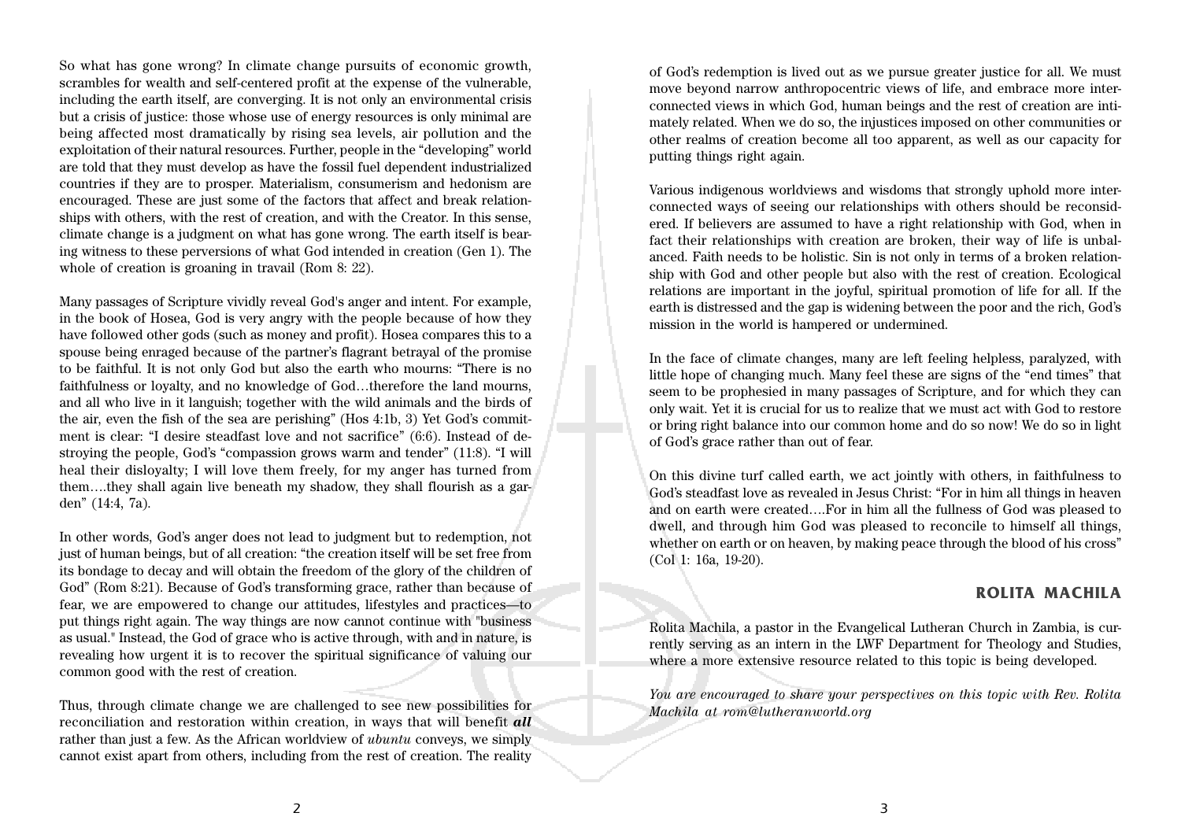So what has gone wrong? In climate change pursuits of economic growth, scrambles for wealth and self-centered profit at the expense of the vulnerable, including the earth itself, are converging. It is not only an environmental crisis but a crisis of justice: those whose use of energy resources is only minimal are being affected most dramatically by rising sea levels, air pollution and the exploitation of their natural resources. Further, people in the "developing" world are told that they must develop as have the fossil fuel dependent industrialized countries if they are to prosper. Materialism, consumerism and hedonism are encouraged. These are just some of the factors that affect and break relationships with others, with the rest of creation, and with the Creator. In this sense, climate change is a judgment on what has gone wrong. The earth itself is bearing witness to these perversions of what God intended in creation (Gen 1). The whole of creation is groaning in travail (Rom 8: 22).

Many passages of Scripture vividly reveal God's anger and intent. For example, in the book of Hosea, God is very angry with the people because of how they have followed other gods (such as money and profit). Hosea compares this to a spouse being enraged because of the partner's flagrant betrayal of the promise to be faithful. It is not only God but also the earth who mourns: "There is no faithfulness or loyalty, and no knowledge of God…therefore the land mourns, and all who live in it languish; together with the wild animals and the birds of the air, even the fish of the sea are perishing" (Hos 4:1b, 3) Yet God's commitment is clear: "I desire steadfast love and not sacrifice" (6:6). Instead of destroying the people, God's "compassion grows warm and tender" (11:8). "I will heal their disloyalty; I will love them freely, for my anger has turned from them….they shall again live beneath my shadow, they shall flourish as a garden" (14:4, 7a).

In other words, God's anger does not lead to judgment but to redemption, not just of human beings, but of all creation: "the creation itself will be set free from its bondage to decay and will obtain the freedom of the glory of the children of God" (Rom 8:21). Because of God's transforming grace, rather than because of fear, we are empowered to change our attitudes, lifestyles and practices—to put things right again. The way things are now cannot continue with "business as usual." Instead, the God of grace who is active through, with and in nature, is revealing how urgent it is to recover the spiritual significance of valuing our common good with the rest of creation.

Thus, through climate change we are challenged to see new possibilities for reconciliation and restoration within creation, in ways that will benefit ***all*** rather than just a few. As the African worldview of *ubuntu* conveys, we simply cannot exist apart from others, including from the rest of creation. The reality of God's redemption is lived out as we pursue greater justice for all. We must move beyond narrow anthropocentric views of life, and embrace more interconnected views in which God, human beings and the rest of creation are intimately related. When we do so, the injustices imposed on other communities or other realms of creation become all too apparent, as well as our capacity for putting things right again.

Various indigenous worldviews and wisdoms that strongly uphold more interconnected ways of seeing our relationships with others should be reconsidered. If believers are assumed to have a right relationship with God, when in fact their relationships with creation are broken, their way of life is unbalanced. Faith needs to be holistic. Sin is not only in terms of a broken relationship with God and other people but also with the rest of creation. Ecological relations are important in the joyful, spiritual promotion of life for all. If the earth is distressed and the gap is widening between the poor and the rich, God's mission in the world is hampered or undermined.

In the face of climate changes, many are left feeling helpless, paralyzed, with little hope of changing much. Many feel these are signs of the "end times" that seem to be prophesied in many passages of Scripture, and for which they can only wait. Yet it is crucial for us to realize that we must act with God to restore or bring right balance into our common home and do so now! We do so in light of God's grace rather than out of fear.

On this divine turf called earth, we act jointly with others, in faithfulness to God's steadfast love as revealed in Jesus Christ: "For in him all things in heaven and on earth were created….For in him all the fullness of God was pleased to dwell, and through him God was pleased to reconcile to himself all things, whether on earth or on heaven, by making peace through the blood of his cross" (Col 1: 16a, 19-20).

**ROLITA MACHILA**

Rolita Machila, a pastor in the Evangelical Lutheran Church in Zambia, is currently serving as an intern in the LWF Department for Theology and Studies, where a more extensive resource related to this topic is being developed.

*You are encouraged to share your perspectives on this topic with Rev. Rolita Machila at rom@lutheranworld.org*